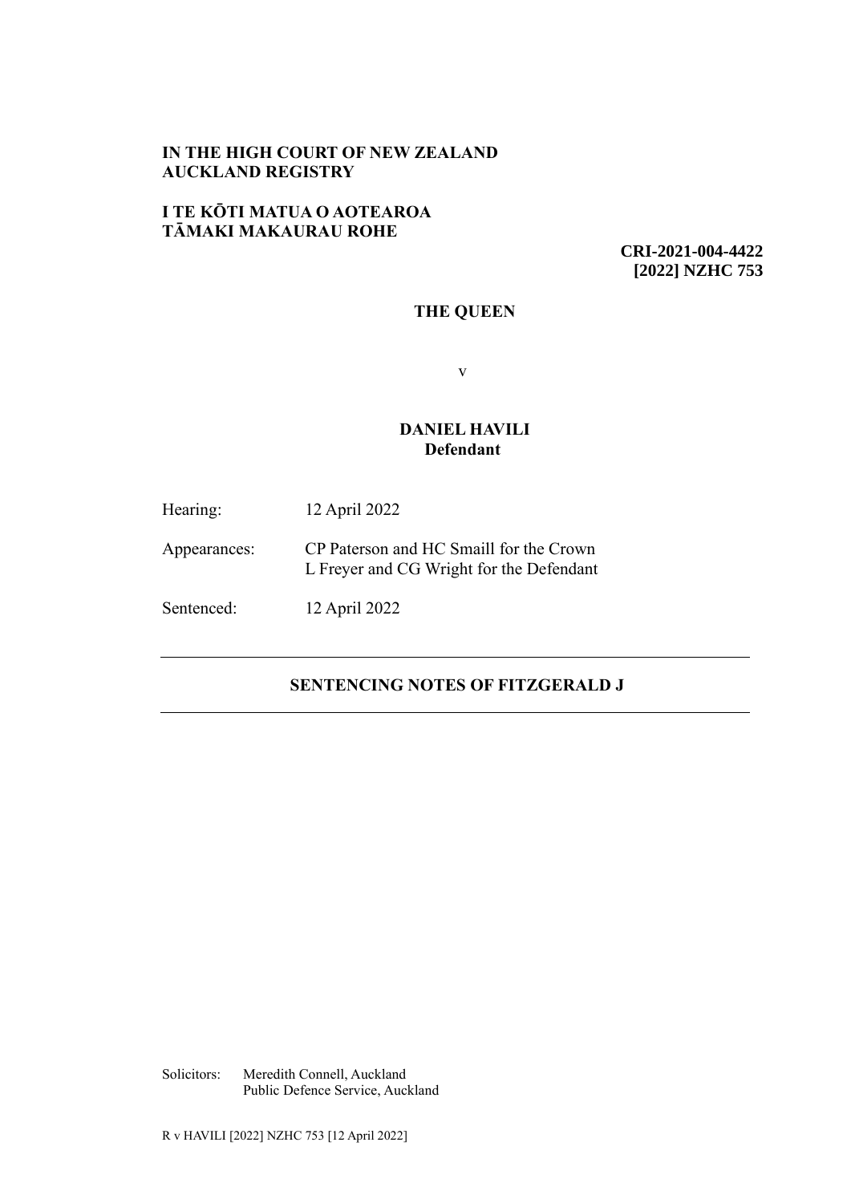**IN THE HIGH COURT OF NEW ZEALAND**
**AUCKLAND REGISTRY**

**I TE KŌTI MATUA O AOTEAROA**
**TĀMAKI MAKAURAU ROHE**

**CRI-2021-004-4422**
**[2022] NZHC 753**

**THE QUEEN**

v

**DANIEL HAVILI**
**Defendant**

| | |
|---|---|
| Hearing: | 12 April 2022 |
| Appearances: | CP Paterson and HC Smaill for the Crown<br>L Freyer and CG Wright for the Defendant |
| Sentenced: | 12 April 2022 |

---

## SENTENCING NOTES OF FITZGERALD J

---

Solicitors: Meredith Connell, Auckland
Public Defence Service, Auckland

R v HAVILI [2022] NZHC 753 [12 April 2022]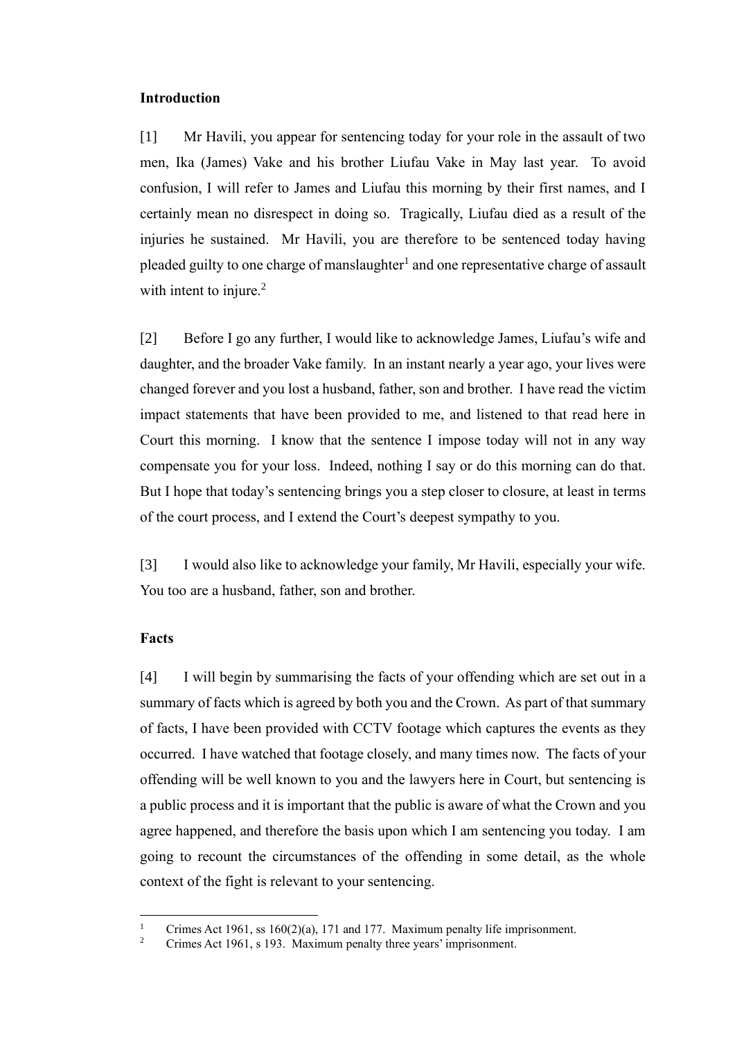**Introduction**

[1] Mr Havili, you appear for sentencing today for your role in the assault of two men, Ika (James) Vake and his brother Liufau Vake in May last year. To avoid confusion, I will refer to James and Liufau this morning by their first names, and I certainly mean no disrespect in doing so. Tragically, Liufau died as a result of the injuries he sustained. Mr Havili, you are therefore to be sentenced today having pleaded guilty to one charge of manslaughter[1] and one representative charge of assault with intent to injure.[2]

[2] Before I go any further, I would like to acknowledge James, Liufau's wife and daughter, and the broader Vake family. In an instant nearly a year ago, your lives were changed forever and you lost a husband, father, son and brother. I have read the victim impact statements that have been provided to me, and listened to that read here in Court this morning. I know that the sentence I impose today will not in any way compensate you for your loss. Indeed, nothing I say or do this morning can do that. But I hope that today's sentencing brings you a step closer to closure, at least in terms of the court process, and I extend the Court's deepest sympathy to you.

[3] I would also like to acknowledge your family, Mr Havili, especially your wife. You too are a husband, father, son and brother.

**Facts**

[4] I will begin by summarising the facts of your offending which are set out in a summary of facts which is agreed by both you and the Crown. As part of that summary of facts, I have been provided with CCTV footage which captures the events as they occurred. I have watched that footage closely, and many times now. The facts of your offending will be well known to you and the lawyers here in Court, but sentencing is a public process and it is important that the public is aware of what the Crown and you agree happened, and therefore the basis upon which I am sentencing you today. I am going to recount the circumstances of the offending in some detail, as the whole context of the fight is relevant to your sentencing.

---

[1] Crimes Act 1961, ss 160(2)(a), 171 and 177. Maximum penalty life imprisonment.

[2] Crimes Act 1961, s 193. Maximum penalty three years' imprisonment.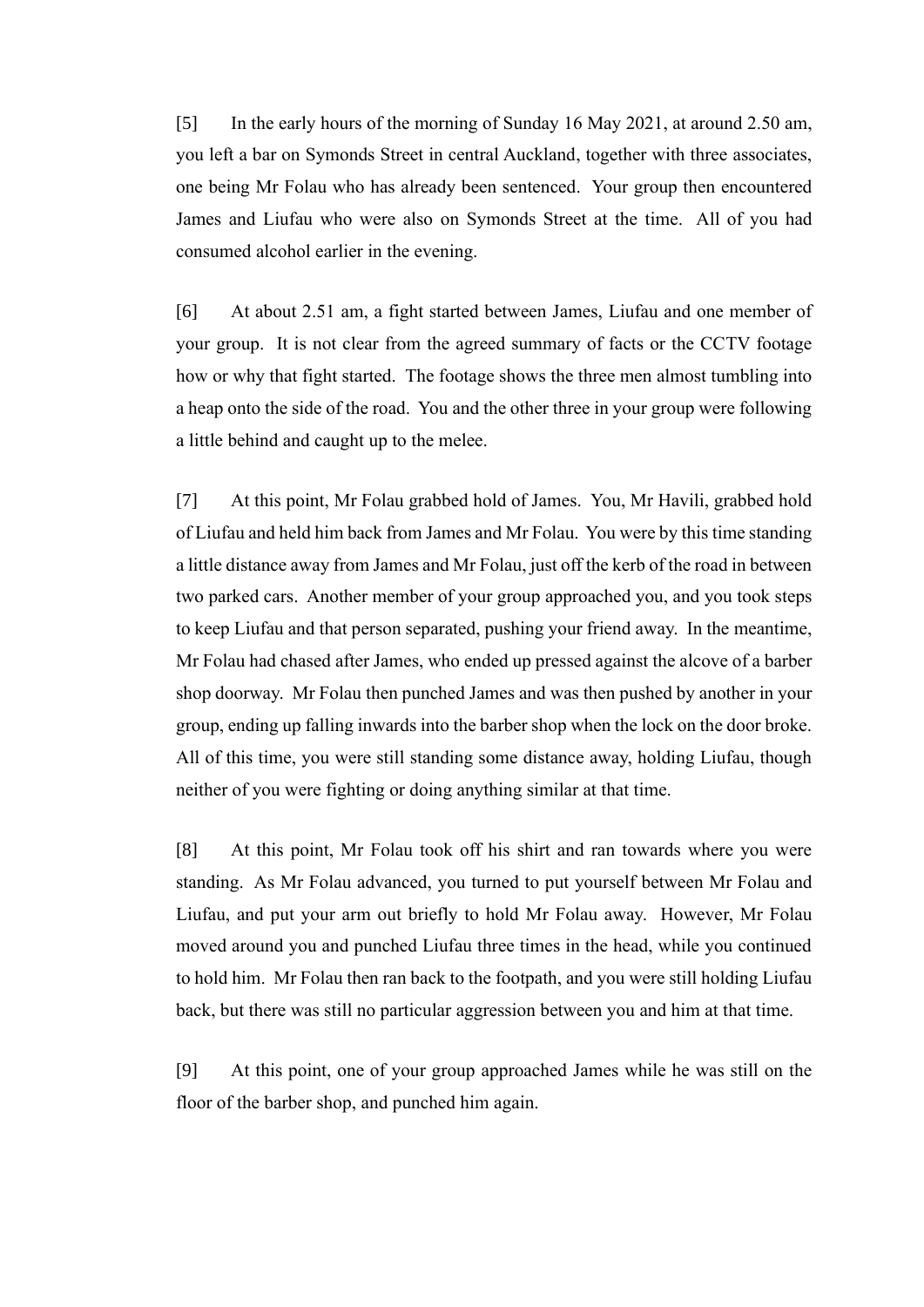[5] In the early hours of the morning of Sunday 16 May 2021, at around 2.50 am, you left a bar on Symonds Street in central Auckland, together with three associates, one being Mr Folau who has already been sentenced. Your group then encountered James and Liufau who were also on Symonds Street at the time. All of you had consumed alcohol earlier in the evening.

[6] At about 2.51 am, a fight started between James, Liufau and one member of your group. It is not clear from the agreed summary of facts or the CCTV footage how or why that fight started. The footage shows the three men almost tumbling into a heap onto the side of the road. You and the other three in your group were following a little behind and caught up to the melee.

[7] At this point, Mr Folau grabbed hold of James. You, Mr Havili, grabbed hold of Liufau and held him back from James and Mr Folau. You were by this time standing a little distance away from James and Mr Folau, just off the kerb of the road in between two parked cars. Another member of your group approached you, and you took steps to keep Liufau and that person separated, pushing your friend away. In the meantime, Mr Folau had chased after James, who ended up pressed against the alcove of a barber shop doorway. Mr Folau then punched James and was then pushed by another in your group, ending up falling inwards into the barber shop when the lock on the door broke. All of this time, you were still standing some distance away, holding Liufau, though neither of you were fighting or doing anything similar at that time.

[8] At this point, Mr Folau took off his shirt and ran towards where you were standing. As Mr Folau advanced, you turned to put yourself between Mr Folau and Liufau, and put your arm out briefly to hold Mr Folau away. However, Mr Folau moved around you and punched Liufau three times in the head, while you continued to hold him. Mr Folau then ran back to the footpath, and you were still holding Liufau back, but there was still no particular aggression between you and him at that time.

[9] At this point, one of your group approached James while he was still on the floor of the barber shop, and punched him again.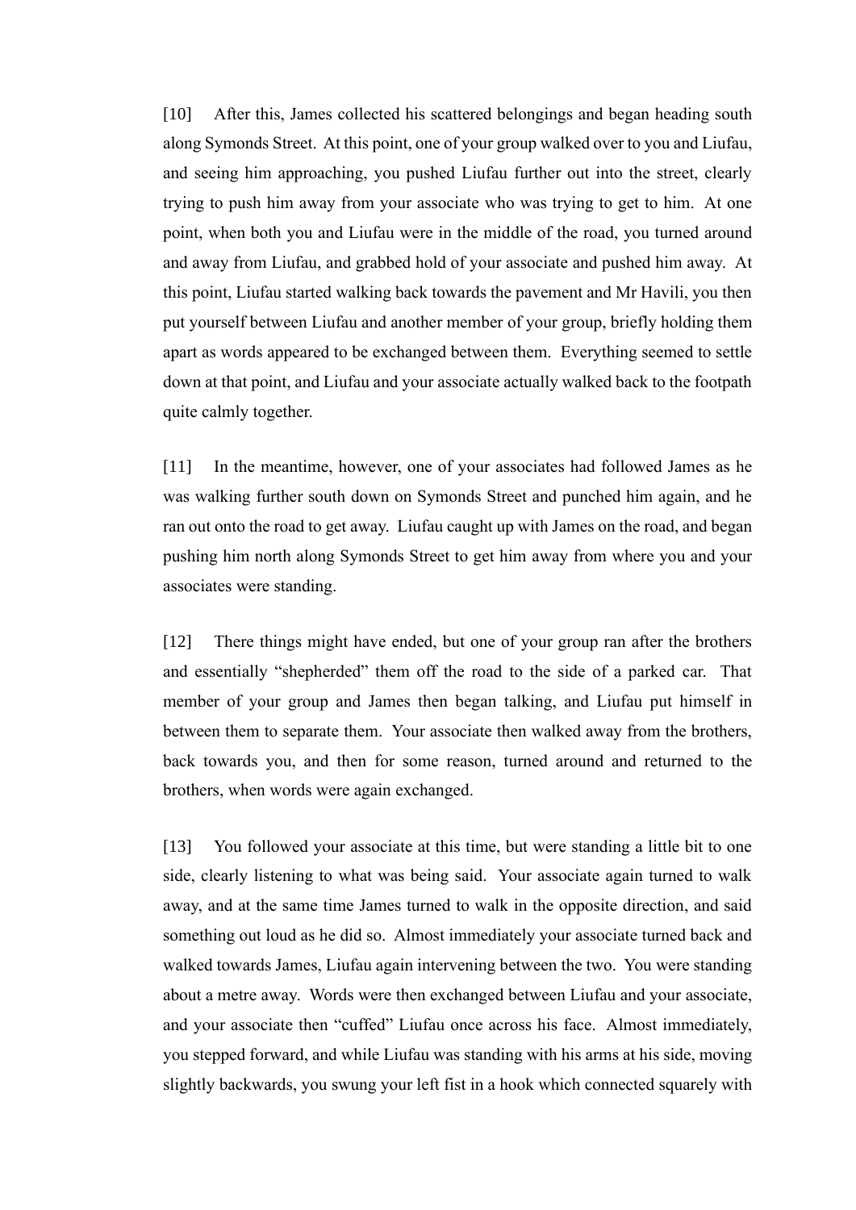[10] After this, James collected his scattered belongings and began heading south along Symonds Street. At this point, one of your group walked over to you and Liufau, and seeing him approaching, you pushed Liufau further out into the street, clearly trying to push him away from your associate who was trying to get to him. At one point, when both you and Liufau were in the middle of the road, you turned around and away from Liufau, and grabbed hold of your associate and pushed him away. At this point, Liufau started walking back towards the pavement and Mr Havili, you then put yourself between Liufau and another member of your group, briefly holding them apart as words appeared to be exchanged between them. Everything seemed to settle down at that point, and Liufau and your associate actually walked back to the footpath quite calmly together.

[11] In the meantime, however, one of your associates had followed James as he was walking further south down on Symonds Street and punched him again, and he ran out onto the road to get away. Liufau caught up with James on the road, and began pushing him north along Symonds Street to get him away from where you and your associates were standing.

[12] There things might have ended, but one of your group ran after the brothers and essentially "shepherded" them off the road to the side of a parked car. That member of your group and James then began talking, and Liufau put himself in between them to separate them. Your associate then walked away from the brothers, back towards you, and then for some reason, turned around and returned to the brothers, when words were again exchanged.

[13] You followed your associate at this time, but were standing a little bit to one side, clearly listening to what was being said. Your associate again turned to walk away, and at the same time James turned to walk in the opposite direction, and said something out loud as he did so. Almost immediately your associate turned back and walked towards James, Liufau again intervening between the two. You were standing about a metre away. Words were then exchanged between Liufau and your associate, and your associate then "cuffed" Liufau once across his face. Almost immediately, you stepped forward, and while Liufau was standing with his arms at his side, moving slightly backwards, you swung your left fist in a hook which connected squarely with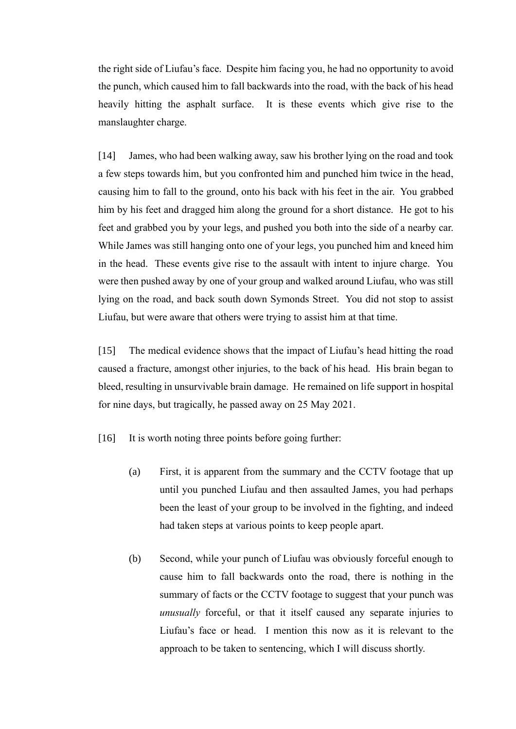the right side of Liufau's face. Despite him facing you, he had no opportunity to avoid the punch, which caused him to fall backwards into the road, with the back of his head heavily hitting the asphalt surface. It is these events which give rise to the manslaughter charge.

[14] James, who had been walking away, saw his brother lying on the road and took a few steps towards him, but you confronted him and punched him twice in the head, causing him to fall to the ground, onto his back with his feet in the air. You grabbed him by his feet and dragged him along the ground for a short distance. He got to his feet and grabbed you by your legs, and pushed you both into the side of a nearby car. While James was still hanging onto one of your legs, you punched him and kneed him in the head. These events give rise to the assault with intent to injure charge. You were then pushed away by one of your group and walked around Liufau, who was still lying on the road, and back south down Symonds Street. You did not stop to assist Liufau, but were aware that others were trying to assist him at that time.

[15] The medical evidence shows that the impact of Liufau's head hitting the road caused a fracture, amongst other injuries, to the back of his head. His brain began to bleed, resulting in unsurvivable brain damage. He remained on life support in hospital for nine days, but tragically, he passed away on 25 May 2021.

[16] It is worth noting three points before going further:

(a) First, it is apparent from the summary and the CCTV footage that up until you punched Liufau and then assaulted James, you had perhaps been the least of your group to be involved in the fighting, and indeed had taken steps at various points to keep people apart.

(b) Second, while your punch of Liufau was obviously forceful enough to cause him to fall backwards onto the road, there is nothing in the summary of facts or the CCTV footage to suggest that your punch was *unusually* forceful, or that it itself caused any separate injuries to Liufau's face or head. I mention this now as it is relevant to the approach to be taken to sentencing, which I will discuss shortly.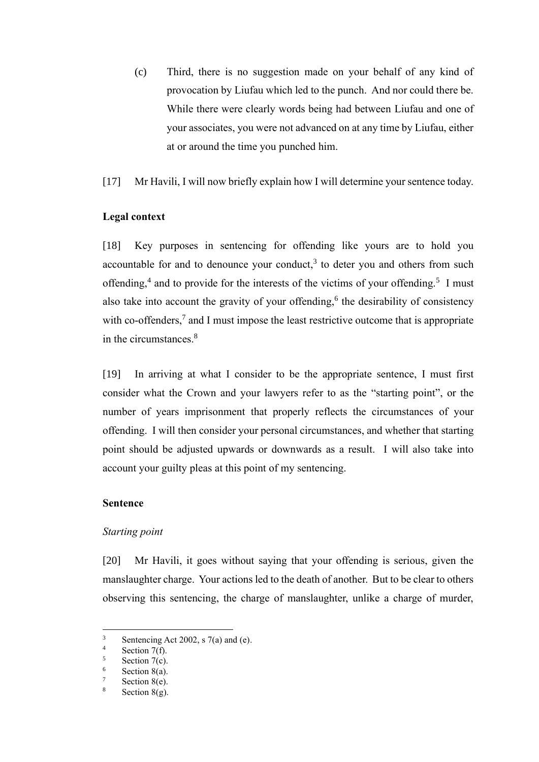(c) Third, there is no suggestion made on your behalf of any kind of provocation by Liufau which led to the punch. And nor could there be. While there were clearly words being had between Liufau and one of your associates, you were not advanced on at any time by Liufau, either at or around the time you punched him.

[17] Mr Havili, I will now briefly explain how I will determine your sentence today.

**Legal context**

[18] Key purposes in sentencing for offending like yours are to hold you accountable for and to denounce your conduct,[3] to deter you and others from such offending,[4] and to provide for the interests of the victims of your offending.[5] I must also take into account the gravity of your offending,[6] the desirability of consistency with co-offenders,[7] and I must impose the least restrictive outcome that is appropriate in the circumstances.[8]

[19] In arriving at what I consider to be the appropriate sentence, I must first consider what the Crown and your lawyers refer to as the "starting point", or the number of years imprisonment that properly reflects the circumstances of your offending. I will then consider your personal circumstances, and whether that starting point should be adjusted upwards or downwards as a result. I will also take into account your guilty pleas at this point of my sentencing.

**Sentence**

*Starting point*

[20] Mr Havili, it goes without saying that your offending is serious, given the manslaughter charge. Your actions led to the death of another. But to be clear to others observing this sentencing, the charge of manslaughter, unlike a charge of murder,

---

[3] Sentencing Act 2002, s 7(a) and (e).
[4] Section 7(f).
[5] Section 7(c).
[6] Section 8(a).
[7] Section 8(e).
[8] Section 8(g).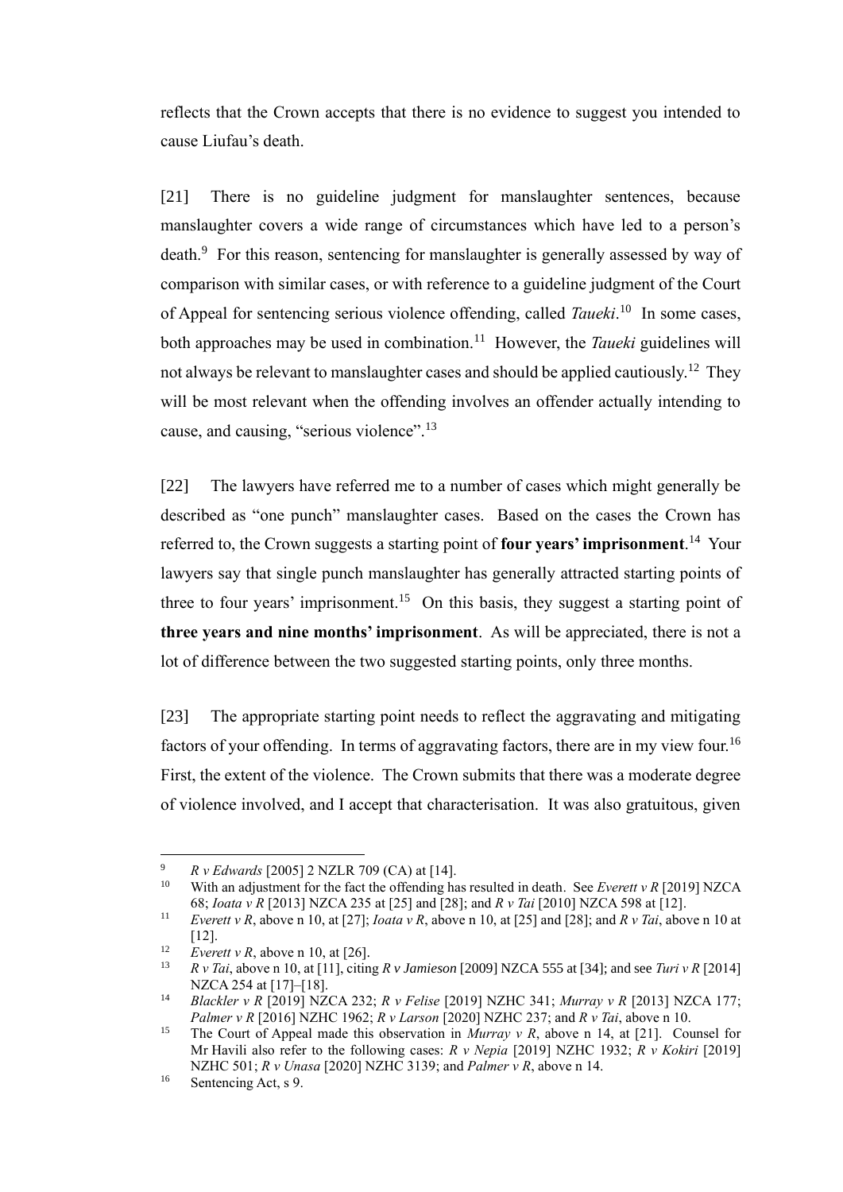reflects that the Crown accepts that there is no evidence to suggest you intended to cause Liufau's death.

[21] There is no guideline judgment for manslaughter sentences, because manslaughter covers a wide range of circumstances which have led to a person's death.[9] For this reason, sentencing for manslaughter is generally assessed by way of comparison with similar cases, or with reference to a guideline judgment of the Court of Appeal for sentencing serious violence offending, called *Taueki*.[10] In some cases, both approaches may be used in combination.[11] However, the *Taueki* guidelines will not always be relevant to manslaughter cases and should be applied cautiously.[12] They will be most relevant when the offending involves an offender actually intending to cause, and causing, "serious violence".[13]

[22] The lawyers have referred me to a number of cases which might generally be described as "one punch" manslaughter cases. Based on the cases the Crown has referred to, the Crown suggests a starting point of **four years' imprisonment**.[14] Your lawyers say that single punch manslaughter has generally attracted starting points of three to four years' imprisonment.[15] On this basis, they suggest a starting point of **three years and nine months' imprisonment**. As will be appreciated, there is not a lot of difference between the two suggested starting points, only three months.

[23] The appropriate starting point needs to reflect the aggravating and mitigating factors of your offending. In terms of aggravating factors, there are in my view four.[16] First, the extent of the violence. The Crown submits that there was a moderate degree of violence involved, and I accept that characterisation. It was also gratuitous, given

---

[9] *R v Edwards* [2005] 2 NZLR 709 (CA) at [14].

[10] With an adjustment for the fact the offending has resulted in death. See *Everett v R* [2019] NZCA 68; *Ioata v R* [2013] NZCA 235 at [25] and [28]; and *R v Tai* [2010] NZCA 598 at [12].

[11] *Everett v R*, above n 10, at [27]; *Ioata v R*, above n 10, at [25] and [28]; and *R v Tai*, above n 10 at [12].

[12] *Everett v R*, above n 10, at [26].

[13] *R v Tai*, above n 10, at [11], citing *R v Jamieson* [2009] NZCA 555 at [34]; and see *Turi v R* [2014] NZCA 254 at [17]–[18].

[14] *Blackler v R* [2019] NZCA 232; *R v Felise* [2019] NZHC 341; *Murray v R* [2013] NZCA 177; *Palmer v R* [2016] NZHC 1962; *R v Larson* [2020] NZHC 237; and *R v Tai*, above n 10.

[15] The Court of Appeal made this observation in *Murray v R*, above n 14, at [21]. Counsel for Mr Havili also refer to the following cases: *R v Nepia* [2019] NZHC 1932; *R v Kokiri* [2019] NZHC 501; *R v Unasa* [2020] NZHC 3139; and *Palmer v R*, above n 14.

[16] Sentencing Act, s 9.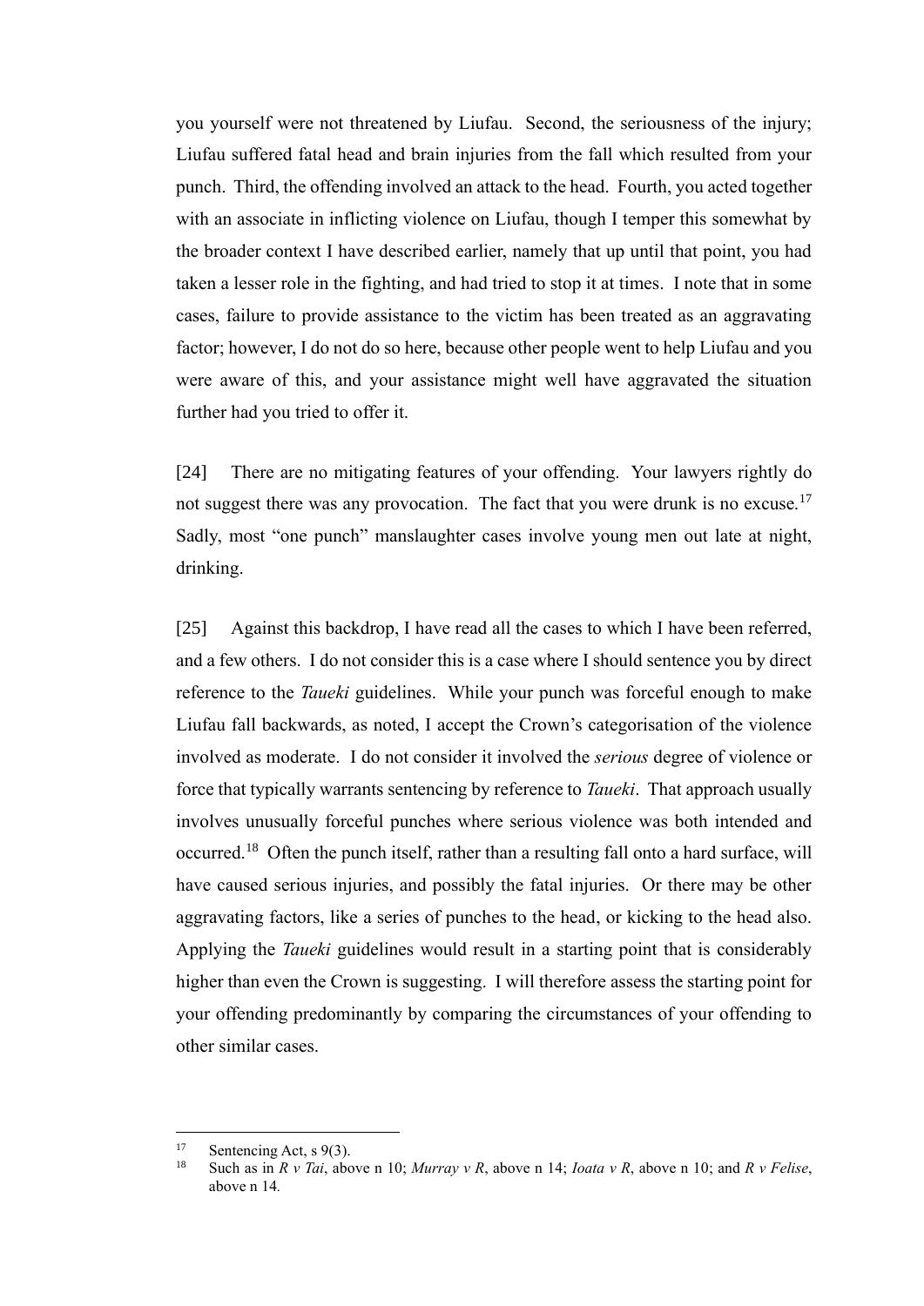you yourself were not threatened by Liufau. Second, the seriousness of the injury; Liufau suffered fatal head and brain injuries from the fall which resulted from your punch. Third, the offending involved an attack to the head. Fourth, you acted together with an associate in inflicting violence on Liufau, though I temper this somewhat by the broader context I have described earlier, namely that up until that point, you had taken a lesser role in the fighting, and had tried to stop it at times. I note that in some cases, failure to provide assistance to the victim has been treated as an aggravating factor; however, I do not do so here, because other people went to help Liufau and you were aware of this, and your assistance might well have aggravated the situation further had you tried to offer it.

[24] There are no mitigating features of your offending. Your lawyers rightly do not suggest there was any provocation. The fact that you were drunk is no excuse.[17] Sadly, most "one punch" manslaughter cases involve young men out late at night, drinking.

[25] Against this backdrop, I have read all the cases to which I have been referred, and a few others. I do not consider this is a case where I should sentence you by direct reference to the *Taueki* guidelines. While your punch was forceful enough to make Liufau fall backwards, as noted, I accept the Crown's categorisation of the violence involved as moderate. I do not consider it involved the *serious* degree of violence or force that typically warrants sentencing by reference to *Taueki*. That approach usually involves unusually forceful punches where serious violence was both intended and occurred.[18] Often the punch itself, rather than a resulting fall onto a hard surface, will have caused serious injuries, and possibly the fatal injuries. Or there may be other aggravating factors, like a series of punches to the head, or kicking to the head also. Applying the *Taueki* guidelines would result in a starting point that is considerably higher than even the Crown is suggesting. I will therefore assess the starting point for your offending predominantly by comparing the circumstances of your offending to other similar cases.

---

[17] Sentencing Act, s 9(3).

[18] Such as in *R v Tai*, above n 10; *Murray v R*, above n 14; *Ioata v R*, above n 10; and *R v Felise*, above n 14.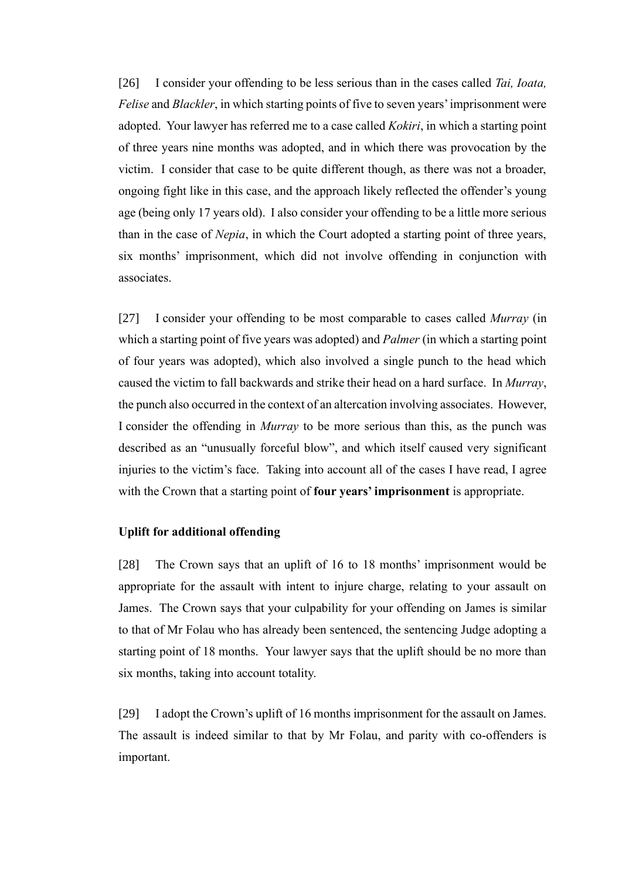[26] I consider your offending to be less serious than in the cases called *Tai, Ioata, Felise* and *Blackler*, in which starting points of five to seven years' imprisonment were adopted. Your lawyer has referred me to a case called *Kokiri*, in which a starting point of three years nine months was adopted, and in which there was provocation by the victim. I consider that case to be quite different though, as there was not a broader, ongoing fight like in this case, and the approach likely reflected the offender's young age (being only 17 years old). I also consider your offending to be a little more serious than in the case of *Nepia*, in which the Court adopted a starting point of three years, six months' imprisonment, which did not involve offending in conjunction with associates.

[27] I consider your offending to be most comparable to cases called *Murray* (in which a starting point of five years was adopted) and *Palmer* (in which a starting point of four years was adopted), which also involved a single punch to the head which caused the victim to fall backwards and strike their head on a hard surface. In *Murray*, the punch also occurred in the context of an altercation involving associates. However, I consider the offending in *Murray* to be more serious than this, as the punch was described as an "unusually forceful blow", and which itself caused very significant injuries to the victim's face. Taking into account all of the cases I have read, I agree with the Crown that a starting point of **four years' imprisonment** is appropriate.

**Uplift for additional offending**

[28] The Crown says that an uplift of 16 to 18 months' imprisonment would be appropriate for the assault with intent to injure charge, relating to your assault on James. The Crown says that your culpability for your offending on James is similar to that of Mr Folau who has already been sentenced, the sentencing Judge adopting a starting point of 18 months. Your lawyer says that the uplift should be no more than six months, taking into account totality.

[29] I adopt the Crown's uplift of 16 months imprisonment for the assault on James. The assault is indeed similar to that by Mr Folau, and parity with co-offenders is important.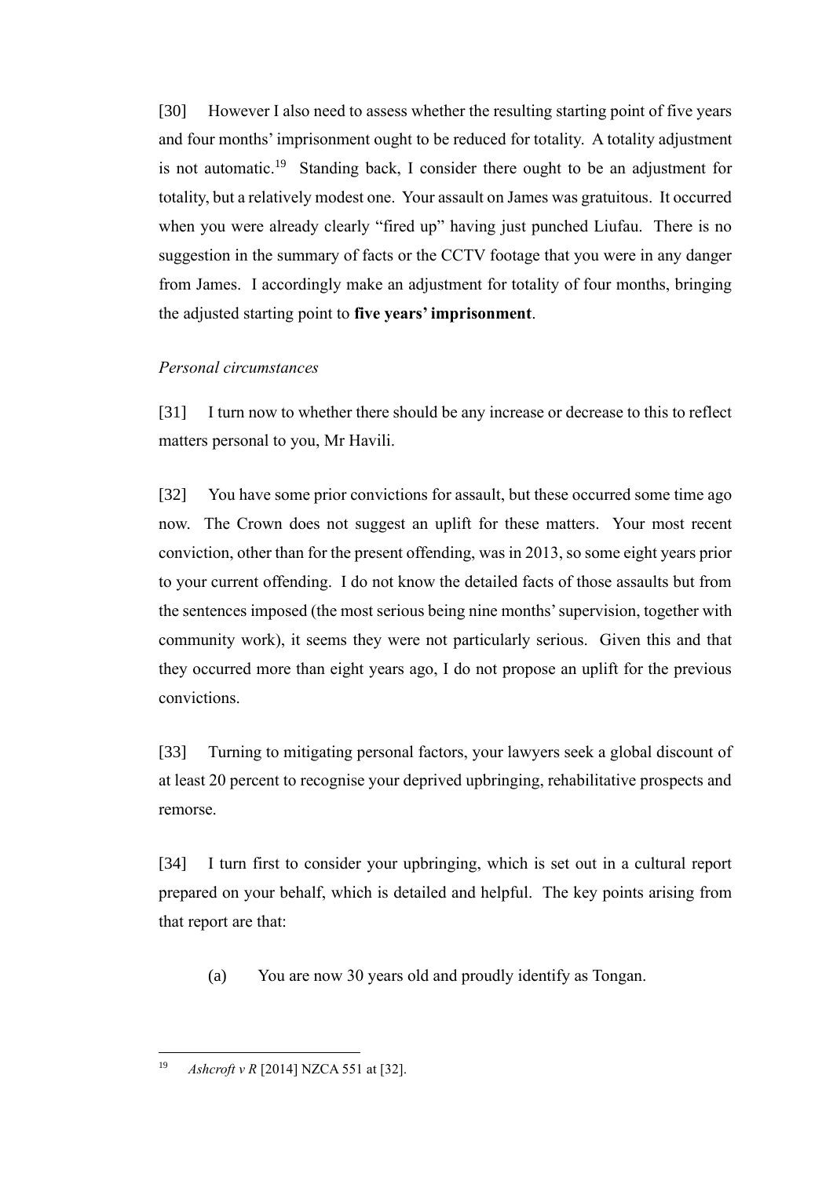[30] However I also need to assess whether the resulting starting point of five years and four months' imprisonment ought to be reduced for totality. A totality adjustment is not automatic.[19] Standing back, I consider there ought to be an adjustment for totality, but a relatively modest one. Your assault on James was gratuitous. It occurred when you were already clearly "fired up" having just punched Liufau. There is no suggestion in the summary of facts or the CCTV footage that you were in any danger from James. I accordingly make an adjustment for totality of four months, bringing the adjusted starting point to **five years' imprisonment**.

*Personal circumstances*

[31] I turn now to whether there should be any increase or decrease to this to reflect matters personal to you, Mr Havili.

[32] You have some prior convictions for assault, but these occurred some time ago now. The Crown does not suggest an uplift for these matters. Your most recent conviction, other than for the present offending, was in 2013, so some eight years prior to your current offending. I do not know the detailed facts of those assaults but from the sentences imposed (the most serious being nine months' supervision, together with community work), it seems they were not particularly serious. Given this and that they occurred more than eight years ago, I do not propose an uplift for the previous convictions.

[33] Turning to mitigating personal factors, your lawyers seek a global discount of at least 20 percent to recognise your deprived upbringing, rehabilitative prospects and remorse.

[34] I turn first to consider your upbringing, which is set out in a cultural report prepared on your behalf, which is detailed and helpful. The key points arising from that report are that:

(a) You are now 30 years old and proudly identify as Tongan.

---

[19] *Ashcroft v R* [2014] NZCA 551 at [32].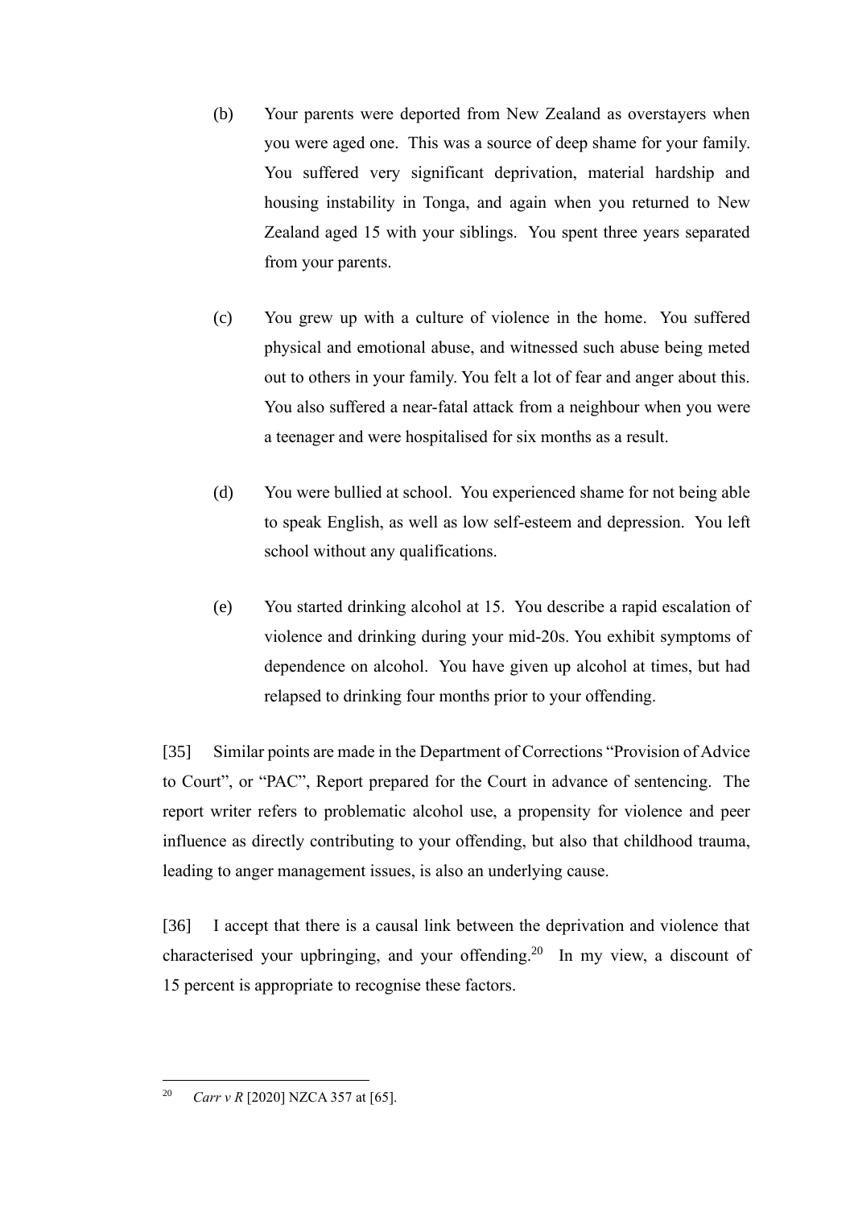(b) Your parents were deported from New Zealand as overstayers when you were aged one. This was a source of deep shame for your family. You suffered very significant deprivation, material hardship and housing instability in Tonga, and again when you returned to New Zealand aged 15 with your siblings. You spent three years separated from your parents.

(c) You grew up with a culture of violence in the home. You suffered physical and emotional abuse, and witnessed such abuse being meted out to others in your family. You felt a lot of fear and anger about this. You also suffered a near-fatal attack from a neighbour when you were a teenager and were hospitalised for six months as a result.

(d) You were bullied at school. You experienced shame for not being able to speak English, as well as low self-esteem and depression. You left school without any qualifications.

(e) You started drinking alcohol at 15. You describe a rapid escalation of violence and drinking during your mid-20s. You exhibit symptoms of dependence on alcohol. You have given up alcohol at times, but had relapsed to drinking four months prior to your offending.

[35] Similar points are made in the Department of Corrections "Provision of Advice to Court", or "PAC", Report prepared for the Court in advance of sentencing. The report writer refers to problematic alcohol use, a propensity for violence and peer influence as directly contributing to your offending, but also that childhood trauma, leading to anger management issues, is also an underlying cause.

[36] I accept that there is a causal link between the deprivation and violence that characterised your upbringing, and your offending.[20] In my view, a discount of 15 percent is appropriate to recognise these factors.

---

[20] *Carr v R* [2020] NZCA 357 at [65].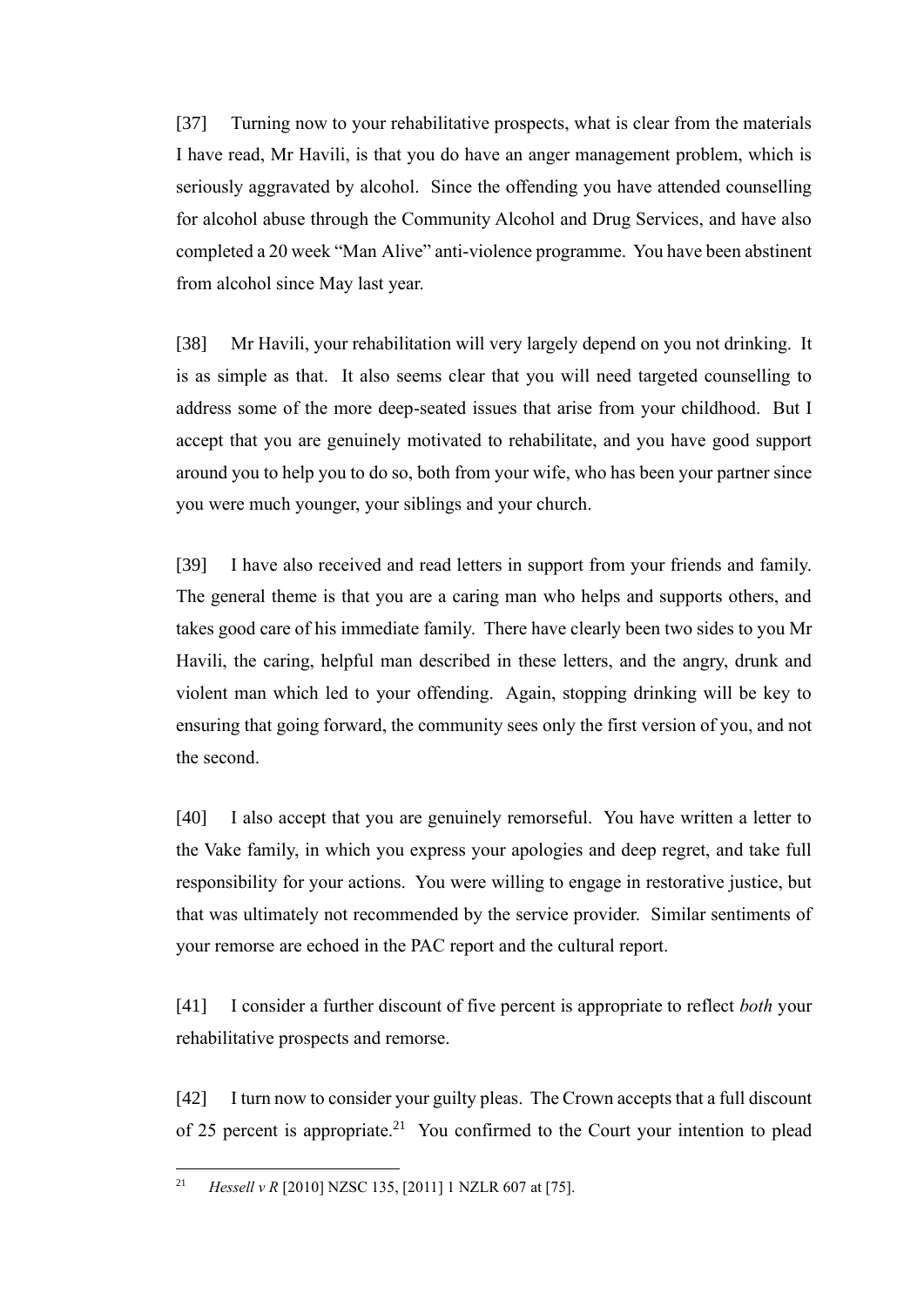[37] Turning now to your rehabilitative prospects, what is clear from the materials I have read, Mr Havili, is that you do have an anger management problem, which is seriously aggravated by alcohol. Since the offending you have attended counselling for alcohol abuse through the Community Alcohol and Drug Services, and have also completed a 20 week "Man Alive" anti-violence programme. You have been abstinent from alcohol since May last year.

[38] Mr Havili, your rehabilitation will very largely depend on you not drinking. It is as simple as that. It also seems clear that you will need targeted counselling to address some of the more deep-seated issues that arise from your childhood. But I accept that you are genuinely motivated to rehabilitate, and you have good support around you to help you to do so, both from your wife, who has been your partner since you were much younger, your siblings and your church.

[39] I have also received and read letters in support from your friends and family. The general theme is that you are a caring man who helps and supports others, and takes good care of his immediate family. There have clearly been two sides to you Mr Havili, the caring, helpful man described in these letters, and the angry, drunk and violent man which led to your offending. Again, stopping drinking will be key to ensuring that going forward, the community sees only the first version of you, and not the second.

[40] I also accept that you are genuinely remorseful. You have written a letter to the Vake family, in which you express your apologies and deep regret, and take full responsibility for your actions. You were willing to engage in restorative justice, but that was ultimately not recommended by the service provider. Similar sentiments of your remorse are echoed in the PAC report and the cultural report.

[41] I consider a further discount of five percent is appropriate to reflect *both* your rehabilitative prospects and remorse.

[42] I turn now to consider your guilty pleas. The Crown accepts that a full discount of 25 percent is appropriate.[21] You confirmed to the Court your intention to plead

---

[21] *Hessell v R* [2010] NZSC 135, [2011] 1 NZLR 607 at [75].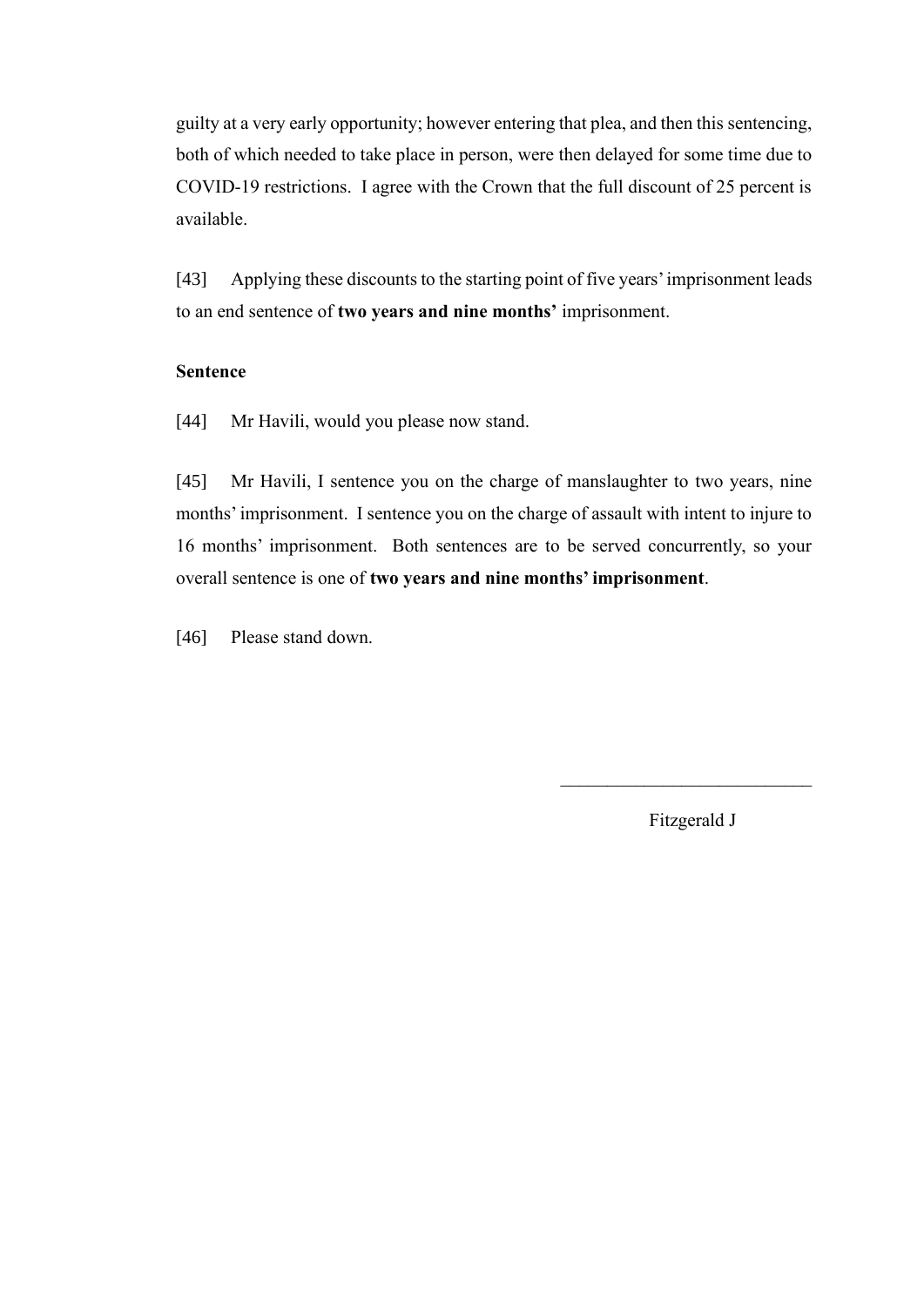guilty at a very early opportunity; however entering that plea, and then this sentencing, both of which needed to take place in person, were then delayed for some time due to COVID-19 restrictions. I agree with the Crown that the full discount of 25 percent is available.

[43] Applying these discounts to the starting point of five years' imprisonment leads to an end sentence of **two years and nine months'** imprisonment.

**Sentence**

[44] Mr Havili, would you please now stand.

[45] Mr Havili, I sentence you on the charge of manslaughter to two years, nine months' imprisonment. I sentence you on the charge of assault with intent to injure to 16 months' imprisonment. Both sentences are to be served concurrently, so your overall sentence is one of **two years and nine months' imprisonment**.

[46] Please stand down.

\_\_\_\_\_\_\_\_\_\_\_\_\_\_\_\_\_\_\_\_\_\_\_\_\_\_\_\_

Fitzgerald J